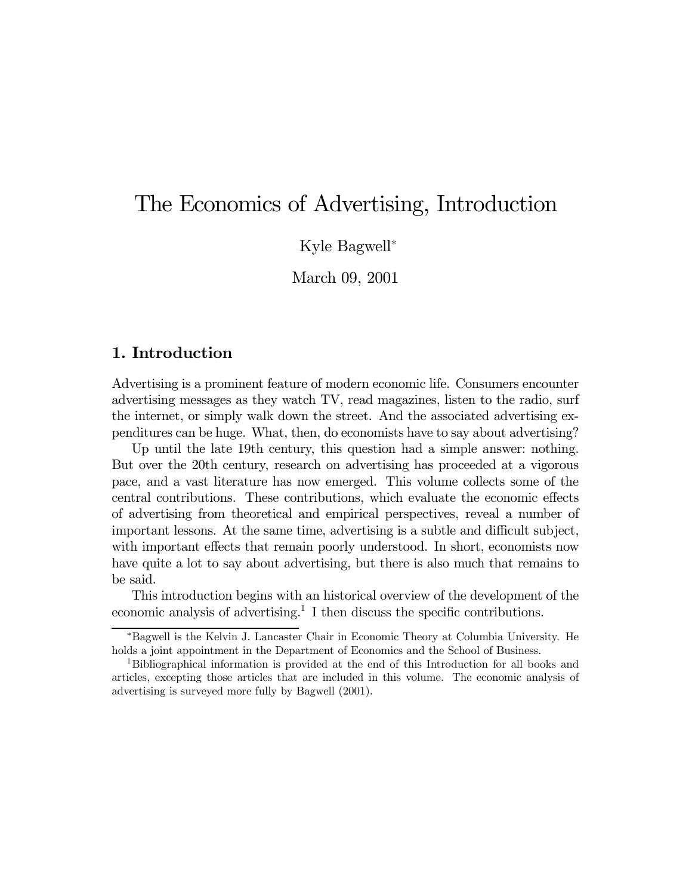# The Economics of Advertising, Introduction

Kyle Bagwell*

March 09, 2001

## 1. Introduction

Advertising is a prominent feature of modern economic life. Consumers encounter advertising messages as they watch TV, read magazines, listen to the radio, surf the internet, or simply walk down the street. And the associated advertising expenditures can be huge. What, then, do economists have to say about advertising?

Up until the late 19th century, this question had a simple answer: nothing. But over the 20th century, research on advertising has proceeded at a vigorous pace, and a vast literature has now emerged. This volume collects some of the central contributions. These contributions, which evaluate the economic effects of advertising from theoretical and empirical perspectives, reveal a number of important lessons. At the same time, advertising is a subtle and difficult subject, with important effects that remain poorly understood. In short, economists now have quite a lot to say about advertising, but there is also much that remains to be said.

This introduction begins with an historical overview of the development of the economic analysis of advertising.[1] I then discuss the specific contributions.

---

*Bagwell is the Kelvin J. Lancaster Chair in Economic Theory at Columbia University. He holds a joint appointment in the Department of Economics and the School of Business.

[1] Bibliographical information is provided at the end of this Introduction for all books and articles, excepting those articles that are included in this volume. The economic analysis of advertising is surveyed more fully by Bagwell (2001).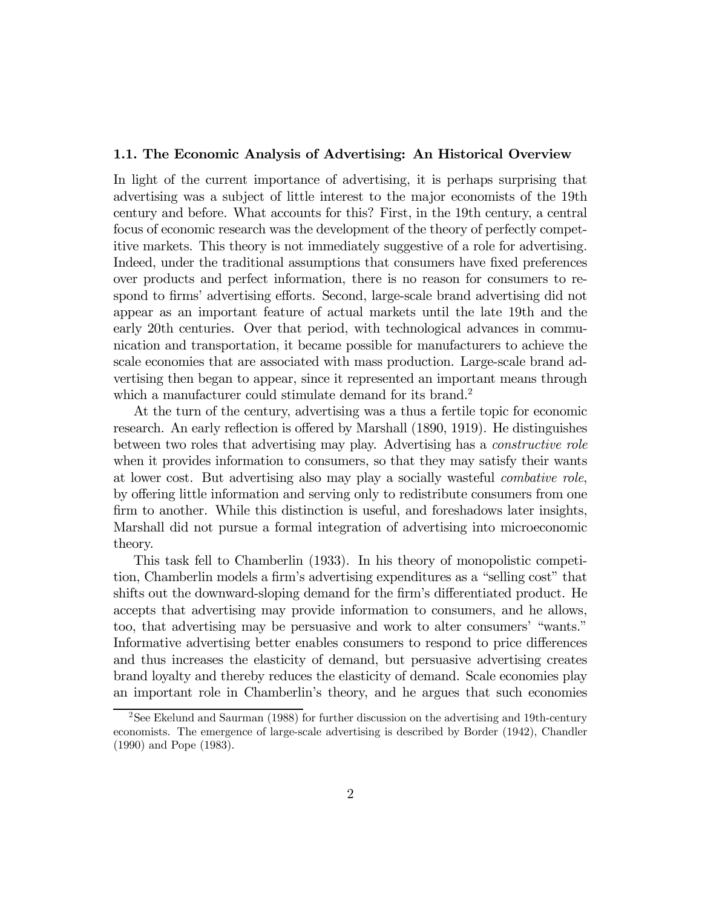### 1.1. The Economic Analysis of Advertising: An Historical Overview

In light of the current importance of advertising, it is perhaps surprising that advertising was a subject of little interest to the major economists of the 19th century and before. What accounts for this? First, in the 19th century, a central focus of economic research was the development of the theory of perfectly competitive markets. This theory is not immediately suggestive of a role for advertising. Indeed, under the traditional assumptions that consumers have fixed preferences over products and perfect information, there is no reason for consumers to respond to firms' advertising efforts. Second, large-scale brand advertising did not appear as an important feature of actual markets until the late 19th and the early 20th centuries. Over that period, with technological advances in communication and transportation, it became possible for manufacturers to achieve the scale economies that are associated with mass production. Large-scale brand advertising then began to appear, since it represented an important means through which a manufacturer could stimulate demand for its brand.[2]

At the turn of the century, advertising was a thus a fertile topic for economic research. An early reflection is offered by Marshall (1890, 1919). He distinguishes between two roles that advertising may play. Advertising has a *constructive role* when it provides information to consumers, so that they may satisfy their wants at lower cost. But advertising also may play a socially wasteful *combative role*, by offering little information and serving only to redistribute consumers from one firm to another. While this distinction is useful, and foreshadows later insights, Marshall did not pursue a formal integration of advertising into microeconomic theory.

This task fell to Chamberlin (1933). In his theory of monopolistic competition, Chamberlin models a firm's advertising expenditures as a "selling cost" that shifts out the downward-sloping demand for the firm's differentiated product. He accepts that advertising may provide information to consumers, and he allows, too, that advertising may be persuasive and work to alter consumers' "wants." Informative advertising better enables consumers to respond to price differences and thus increases the elasticity of demand, but persuasive advertising creates brand loyalty and thereby reduces the elasticity of demand. Scale economies play an important role in Chamberlin's theory, and he argues that such economies

[2] See Ekelund and Saurman (1988) for further discussion on the advertising and 19th-century economists. The emergence of large-scale advertising is described by Border (1942), Chandler (1990) and Pope (1983).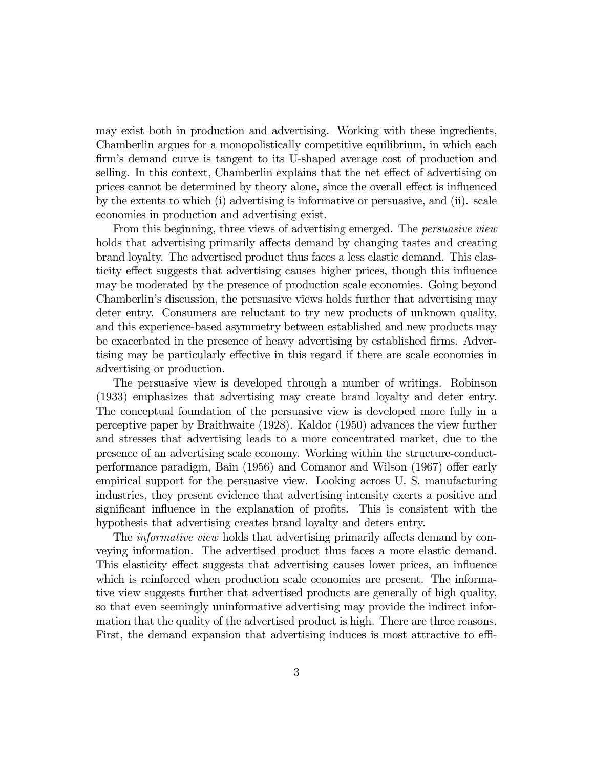may exist both in production and advertising. Working with these ingredients, Chamberlin argues for a monopolistically competitive equilibrium, in which each firm's demand curve is tangent to its U-shaped average cost of production and selling. In this context, Chamberlin explains that the net effect of advertising on prices cannot be determined by theory alone, since the overall effect is influenced by the extents to which (i) advertising is informative or persuasive, and (ii). scale economies in production and advertising exist.

From this beginning, three views of advertising emerged. The *persuasive view* holds that advertising primarily affects demand by changing tastes and creating brand loyalty. The advertised product thus faces a less elastic demand. This elasticity effect suggests that advertising causes higher prices, though this influence may be moderated by the presence of production scale economies. Going beyond Chamberlin's discussion, the persuasive views holds further that advertising may deter entry. Consumers are reluctant to try new products of unknown quality, and this experience-based asymmetry between established and new products may be exacerbated in the presence of heavy advertising by established firms. Advertising may be particularly effective in this regard if there are scale economies in advertising or production.

The persuasive view is developed through a number of writings. Robinson (1933) emphasizes that advertising may create brand loyalty and deter entry. The conceptual foundation of the persuasive view is developed more fully in a perceptive paper by Braithwaite (1928). Kaldor (1950) advances the view further and stresses that advertising leads to a more concentrated market, due to the presence of an advertising scale economy. Working within the structure-conduct-performance paradigm, Bain (1956) and Comanor and Wilson (1967) offer early empirical support for the persuasive view. Looking across U. S. manufacturing industries, they present evidence that advertising intensity exerts a positive and significant influence in the explanation of profits. This is consistent with the hypothesis that advertising creates brand loyalty and deters entry.

The *informative view* holds that advertising primarily affects demand by conveying information. The advertised product thus faces a more elastic demand. This elasticity effect suggests that advertising causes lower prices, an influence which is reinforced when production scale economies are present. The informative view suggests further that advertised products are generally of high quality, so that even seemingly uninformative advertising may provide the indirect information that the quality of the advertised product is high. There are three reasons. First, the demand expansion that advertising induces is most attractive to effi-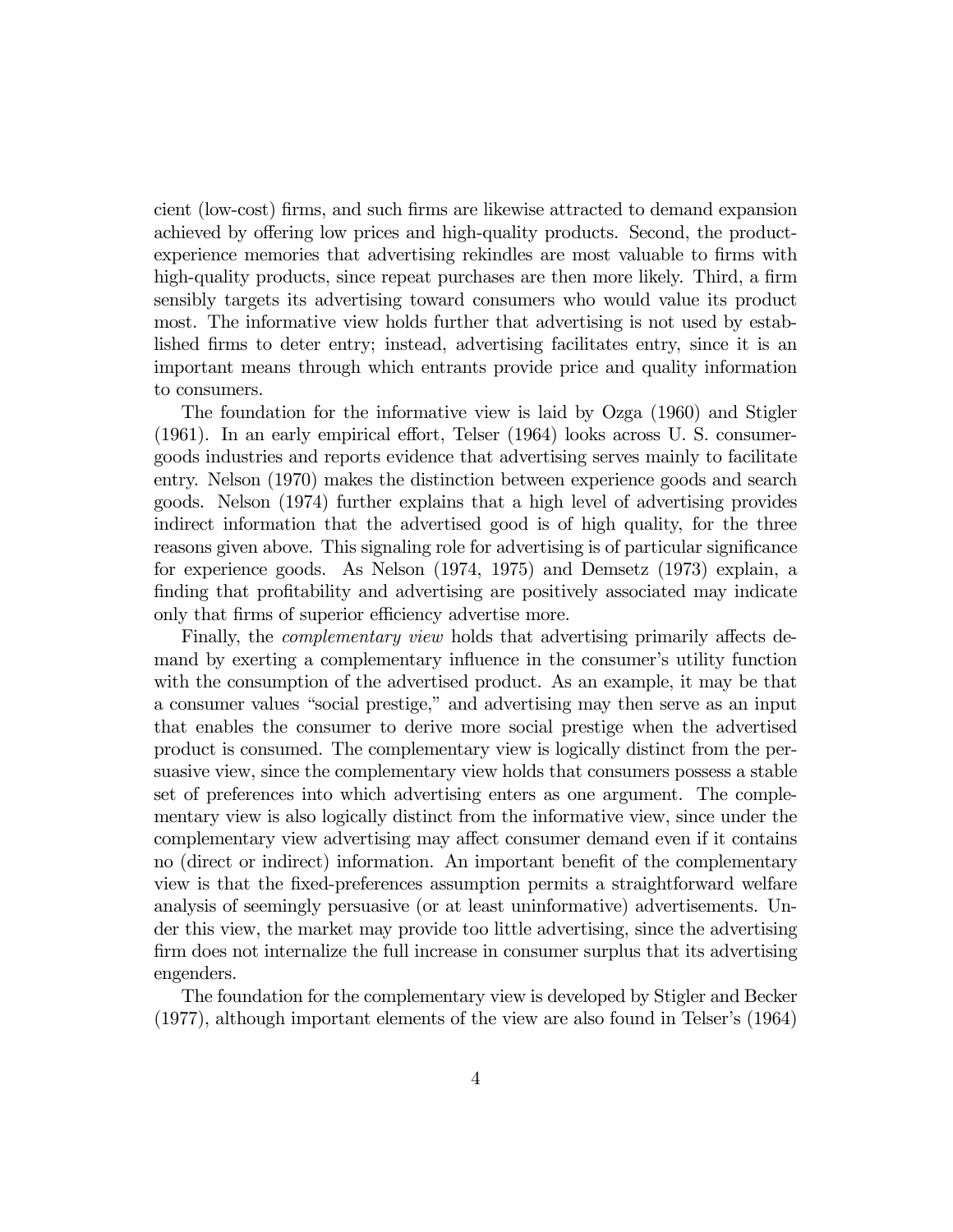cient (low-cost) firms, and such firms are likewise attracted to demand expansion achieved by offering low prices and high-quality products. Second, the product-experience memories that advertising rekindles are most valuable to firms with high-quality products, since repeat purchases are then more likely. Third, a firm sensibly targets its advertising toward consumers who would value its product most. The informative view holds further that advertising is not used by established firms to deter entry; instead, advertising facilitates entry, since it is an important means through which entrants provide price and quality information to consumers.

The foundation for the informative view is laid by Ozga (1960) and Stigler (1961). In an early empirical effort, Telser (1964) looks across U. S. consumer-goods industries and reports evidence that advertising serves mainly to facilitate entry. Nelson (1970) makes the distinction between experience goods and search goods. Nelson (1974) further explains that a high level of advertising provides indirect information that the advertised good is of high quality, for the three reasons given above. This signaling role for advertising is of particular significance for experience goods. As Nelson (1974, 1975) and Demsetz (1973) explain, a finding that profitability and advertising are positively associated may indicate only that firms of superior efficiency advertise more.

Finally, the *complementary view* holds that advertising primarily affects demand by exerting a complementary influence in the consumer's utility function with the consumption of the advertised product. As an example, it may be that a consumer values "social prestige," and advertising may then serve as an input that enables the consumer to derive more social prestige when the advertised product is consumed. The complementary view is logically distinct from the persuasive view, since the complementary view holds that consumers possess a stable set of preferences into which advertising enters as one argument. The complementary view is also logically distinct from the informative view, since under the complementary view advertising may affect consumer demand even if it contains no (direct or indirect) information. An important benefit of the complementary view is that the fixed-preferences assumption permits a straightforward welfare analysis of seemingly persuasive (or at least uninformative) advertisements. Under this view, the market may provide too little advertising, since the advertising firm does not internalize the full increase in consumer surplus that its advertising engenders.

The foundation for the complementary view is developed by Stigler and Becker (1977), although important elements of the view are also found in Telser's (1964)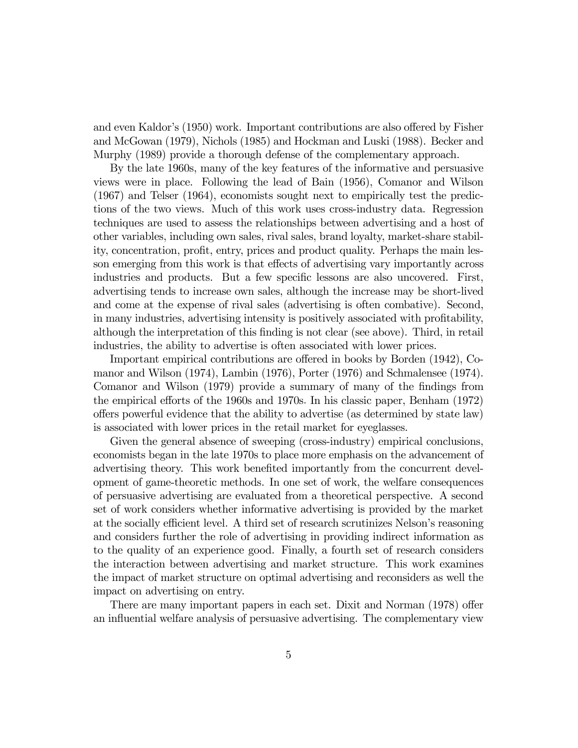and even Kaldor's (1950) work. Important contributions are also offered by Fisher and McGowan (1979), Nichols (1985) and Hockman and Luski (1988). Becker and Murphy (1989) provide a thorough defense of the complementary approach.

By the late 1960s, many of the key features of the informative and persuasive views were in place. Following the lead of Bain (1956), Comanor and Wilson (1967) and Telser (1964), economists sought next to empirically test the predictions of the two views. Much of this work uses cross-industry data. Regression techniques are used to assess the relationships between advertising and a host of other variables, including own sales, rival sales, brand loyalty, market-share stability, concentration, profit, entry, prices and product quality. Perhaps the main lesson emerging from this work is that effects of advertising vary importantly across industries and products. But a few specific lessons are also uncovered. First, advertising tends to increase own sales, although the increase may be short-lived and come at the expense of rival sales (advertising is often combative). Second, in many industries, advertising intensity is positively associated with profitability, although the interpretation of this finding is not clear (see above). Third, in retail industries, the ability to advertise is often associated with lower prices.

Important empirical contributions are offered in books by Borden (1942), Comanor and Wilson (1974), Lambin (1976), Porter (1976) and Schmalensee (1974). Comanor and Wilson (1979) provide a summary of many of the findings from the empirical efforts of the 1960s and 1970s. In his classic paper, Benham (1972) offers powerful evidence that the ability to advertise (as determined by state law) is associated with lower prices in the retail market for eyeglasses.

Given the general absence of sweeping (cross-industry) empirical conclusions, economists began in the late 1970s to place more emphasis on the advancement of advertising theory. This work benefited importantly from the concurrent development of game-theoretic methods. In one set of work, the welfare consequences of persuasive advertising are evaluated from a theoretical perspective. A second set of work considers whether informative advertising is provided by the market at the socially efficient level. A third set of research scrutinizes Nelson's reasoning and considers further the role of advertising in providing indirect information as to the quality of an experience good. Finally, a fourth set of research considers the interaction between advertising and market structure. This work examines the impact of market structure on optimal advertising and reconsiders as well the impact on advertising on entry.

There are many important papers in each set. Dixit and Norman (1978) offer an influential welfare analysis of persuasive advertising. The complementary view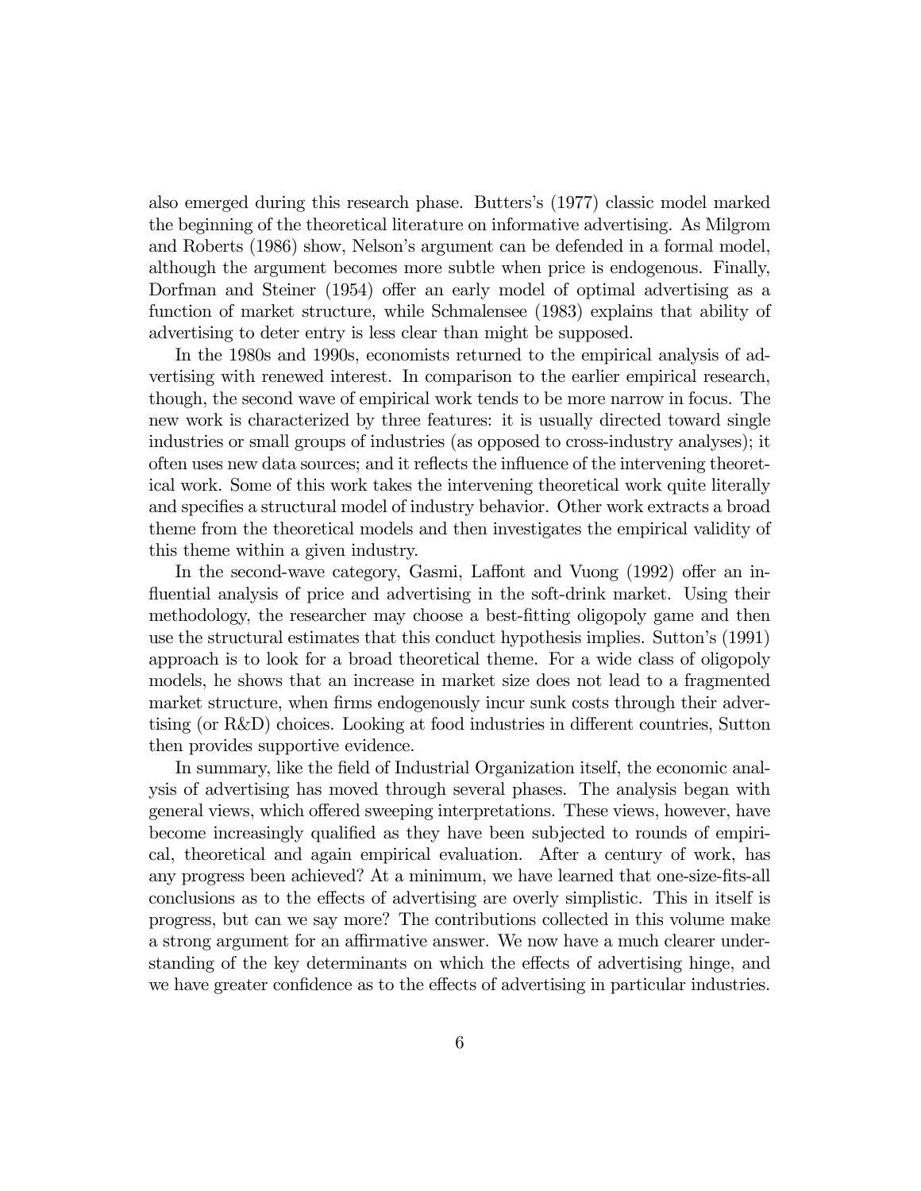also emerged during this research phase. Butters's (1977) classic model marked the beginning of the theoretical literature on informative advertising. As Milgrom and Roberts (1986) show, Nelson's argument can be defended in a formal model, although the argument becomes more subtle when price is endogenous. Finally, Dorfman and Steiner (1954) offer an early model of optimal advertising as a function of market structure, while Schmalensee (1983) explains that ability of advertising to deter entry is less clear than might be supposed.

In the 1980s and 1990s, economists returned to the empirical analysis of advertising with renewed interest. In comparison to the earlier empirical research, though, the second wave of empirical work tends to be more narrow in focus. The new work is characterized by three features: it is usually directed toward single industries or small groups of industries (as opposed to cross-industry analyses); it often uses new data sources; and it reflects the influence of the intervening theoretical work. Some of this work takes the intervening theoretical work quite literally and specifies a structural model of industry behavior. Other work extracts a broad theme from the theoretical models and then investigates the empirical validity of this theme within a given industry.

In the second-wave category, Gasmi, Laffont and Vuong (1992) offer an influential analysis of price and advertising in the soft-drink market. Using their methodology, the researcher may choose a best-fitting oligopoly game and then use the structural estimates that this conduct hypothesis implies. Sutton's (1991) approach is to look for a broad theoretical theme. For a wide class of oligopoly models, he shows that an increase in market size does not lead to a fragmented market structure, when firms endogenously incur sunk costs through their advertising (or R&D) choices. Looking at food industries in different countries, Sutton then provides supportive evidence.

In summary, like the field of Industrial Organization itself, the economic analysis of advertising has moved through several phases. The analysis began with general views, which offered sweeping interpretations. These views, however, have become increasingly qualified as they have been subjected to rounds of empirical, theoretical and again empirical evaluation. After a century of work, has any progress been achieved? At a minimum, we have learned that one-size-fits-all conclusions as to the effects of advertising are overly simplistic. This in itself is progress, but can we say more? The contributions collected in this volume make a strong argument for an affirmative answer. We now have a much clearer understanding of the key determinants on which the effects of advertising hinge, and we have greater confidence as to the effects of advertising in particular industries.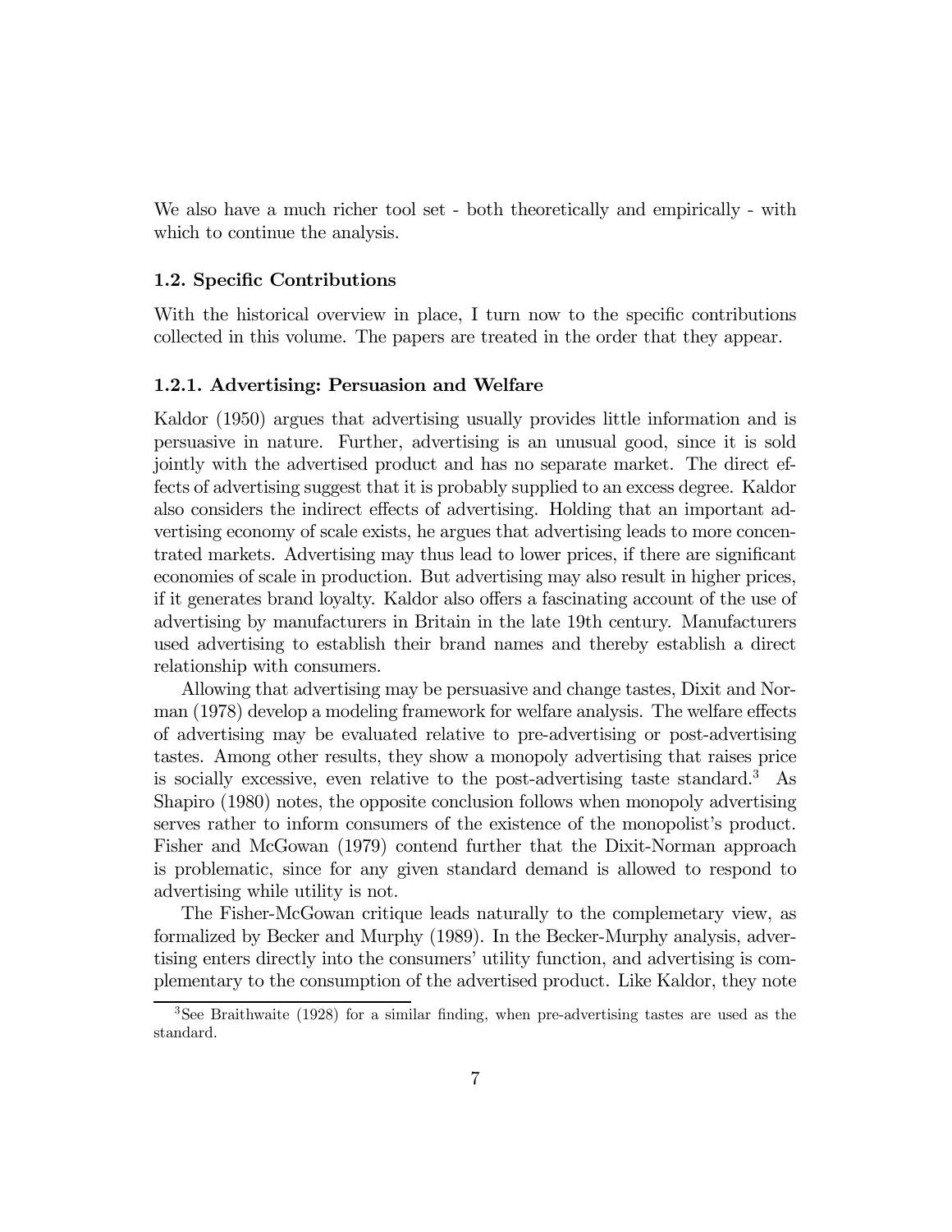We also have a much richer tool set - both theoretically and empirically - with which to continue the analysis.

### 1.2. Specific Contributions

With the historical overview in place, I turn now to the specific contributions collected in this volume. The papers are treated in the order that they appear.

#### 1.2.1. Advertising: Persuasion and Welfare

Kaldor (1950) argues that advertising usually provides little information and is persuasive in nature. Further, advertising is an unusual good, since it is sold jointly with the advertised product and has no separate market. The direct effects of advertising suggest that it is probably supplied to an excess degree. Kaldor also considers the indirect effects of advertising. Holding that an important advertising economy of scale exists, he argues that advertising leads to more concentrated markets. Advertising may thus lead to lower prices, if there are significant economies of scale in production. But advertising may also result in higher prices, if it generates brand loyalty. Kaldor also offers a fascinating account of the use of advertising by manufacturers in Britain in the late 19th century. Manufacturers used advertising to establish their brand names and thereby establish a direct relationship with consumers.

Allowing that advertising may be persuasive and change tastes, Dixit and Norman (1978) develop a modeling framework for welfare analysis. The welfare effects of advertising may be evaluated relative to pre-advertising or post-advertising tastes. Among other results, they show a monopoly advertising that raises price is socially excessive, even relative to the post-advertising taste standard.[3] As Shapiro (1980) notes, the opposite conclusion follows when monopoly advertising serves rather to inform consumers of the existence of the monopolist's product. Fisher and McGowan (1979) contend further that the Dixit-Norman approach is problematic, since for any given standard demand is allowed to respond to advertising while utility is not.

The Fisher-McGowan critique leads naturally to the complemetary view, as formalized by Becker and Murphy (1989). In the Becker-Murphy analysis, advertising enters directly into the consumers' utility function, and advertising is complementary to the consumption of the advertised product. Like Kaldor, they note

[3] See Braithwaite (1928) for a similar finding, when pre-advertising tastes are used as the standard.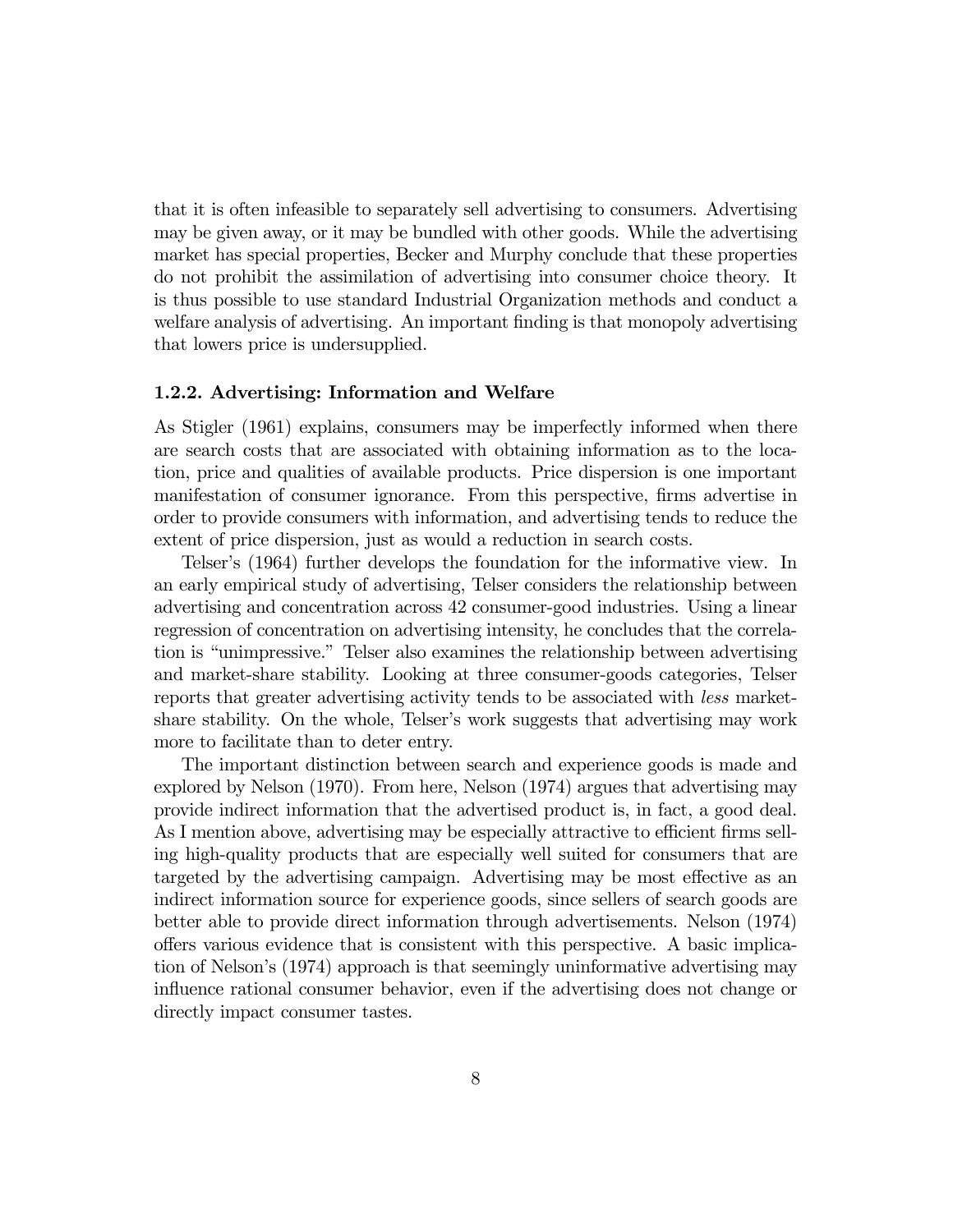that it is often infeasible to separately sell advertising to consumers. Advertising may be given away, or it may be bundled with other goods. While the advertising market has special properties, Becker and Murphy conclude that these properties do not prohibit the assimilation of advertising into consumer choice theory. It is thus possible to use standard Industrial Organization methods and conduct a welfare analysis of advertising. An important finding is that monopoly advertising that lowers price is undersupplied.

### 1.2.2. Advertising: Information and Welfare

As Stigler (1961) explains, consumers may be imperfectly informed when there are search costs that are associated with obtaining information as to the location, price and qualities of available products. Price dispersion is one important manifestation of consumer ignorance. From this perspective, firms advertise in order to provide consumers with information, and advertising tends to reduce the extent of price dispersion, just as would a reduction in search costs.

Telser's (1964) further develops the foundation for the informative view. In an early empirical study of advertising, Telser considers the relationship between advertising and concentration across 42 consumer-good industries. Using a linear regression of concentration on advertising intensity, he concludes that the correlation is "unimpressive." Telser also examines the relationship between advertising and market-share stability. Looking at three consumer-goods categories, Telser reports that greater advertising activity tends to be associated with *less* market-share stability. On the whole, Telser's work suggests that advertising may work more to facilitate than to deter entry.

The important distinction between search and experience goods is made and explored by Nelson (1970). From here, Nelson (1974) argues that advertising may provide indirect information that the advertised product is, in fact, a good deal. As I mention above, advertising may be especially attractive to efficient firms selling high-quality products that are especially well suited for consumers that are targeted by the advertising campaign. Advertising may be most effective as an indirect information source for experience goods, since sellers of search goods are better able to provide direct information through advertisements. Nelson (1974) offers various evidence that is consistent with this perspective. A basic implication of Nelson's (1974) approach is that seemingly uninformative advertising may influence rational consumer behavior, even if the advertising does not change or directly impact consumer tastes.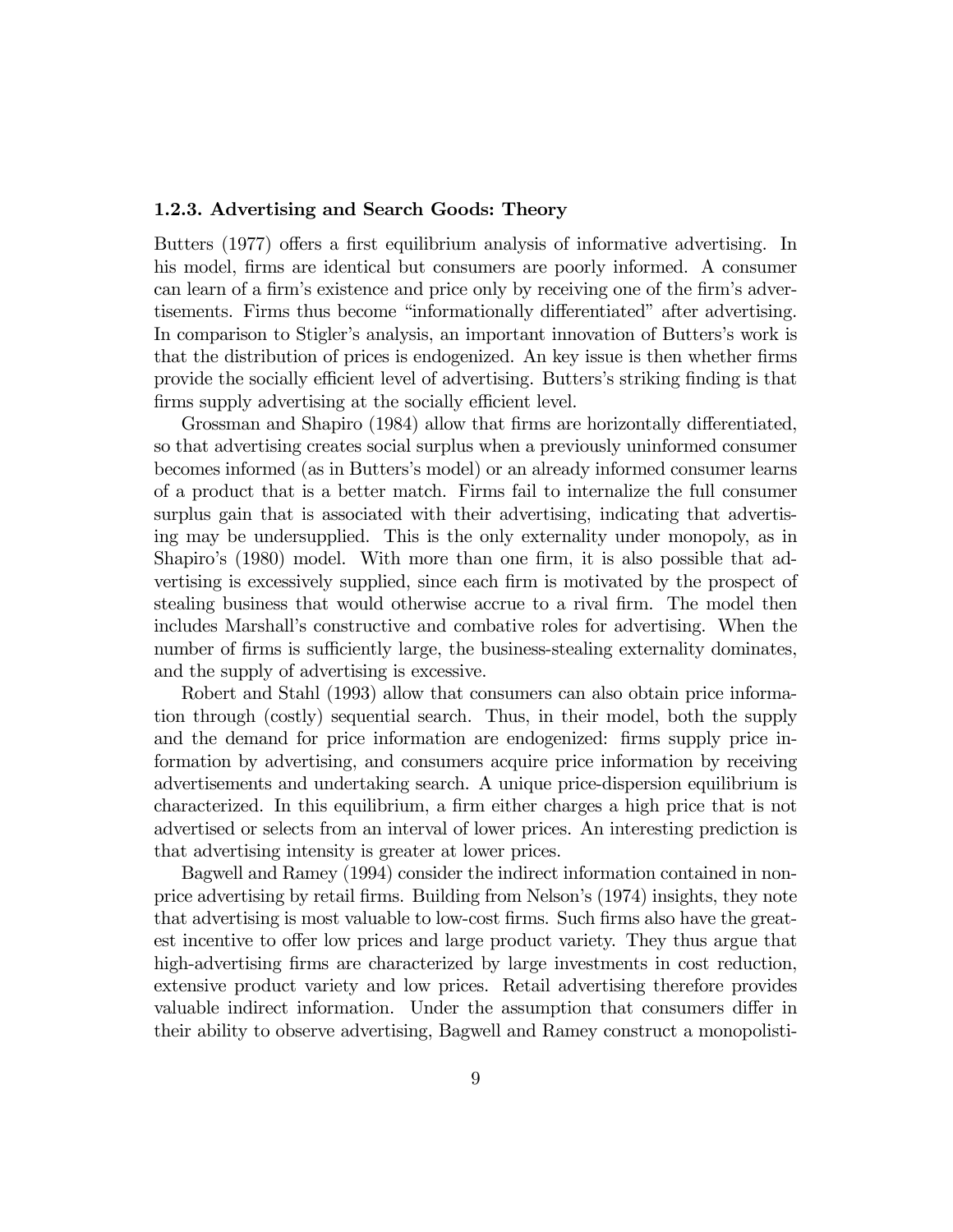### 1.2.3. Advertising and Search Goods: Theory

Butters (1977) offers a first equilibrium analysis of informative advertising. In his model, firms are identical but consumers are poorly informed. A consumer can learn of a firm's existence and price only by receiving one of the firm's advertisements. Firms thus become "informationally differentiated" after advertising. In comparison to Stigler's analysis, an important innovation of Butters's work is that the distribution of prices is endogenized. An key issue is then whether firms provide the socially efficient level of advertising. Butters's striking finding is that firms supply advertising at the socially efficient level.

Grossman and Shapiro (1984) allow that firms are horizontally differentiated, so that advertising creates social surplus when a previously uninformed consumer becomes informed (as in Butters's model) or an already informed consumer learns of a product that is a better match. Firms fail to internalize the full consumer surplus gain that is associated with their advertising, indicating that advertising may be undersupplied. This is the only externality under monopoly, as in Shapiro's (1980) model. With more than one firm, it is also possible that advertising is excessively supplied, since each firm is motivated by the prospect of stealing business that would otherwise accrue to a rival firm. The model then includes Marshall's constructive and combative roles for advertising. When the number of firms is sufficiently large, the business-stealing externality dominates, and the supply of advertising is excessive.

Robert and Stahl (1993) allow that consumers can also obtain price information through (costly) sequential search. Thus, in their model, both the supply and the demand for price information are endogenized: firms supply price information by advertising, and consumers acquire price information by receiving advertisements and undertaking search. A unique price-dispersion equilibrium is characterized. In this equilibrium, a firm either charges a high price that is not advertised or selects from an interval of lower prices. An interesting prediction is that advertising intensity is greater at lower prices.

Bagwell and Ramey (1994) consider the indirect information contained in non-price advertising by retail firms. Building from Nelson's (1974) insights, they note that advertising is most valuable to low-cost firms. Such firms also have the greatest incentive to offer low prices and large product variety. They thus argue that high-advertising firms are characterized by large investments in cost reduction, extensive product variety and low prices. Retail advertising therefore provides valuable indirect information. Under the assumption that consumers differ in their ability to observe advertising, Bagwell and Ramey construct a monopolisti-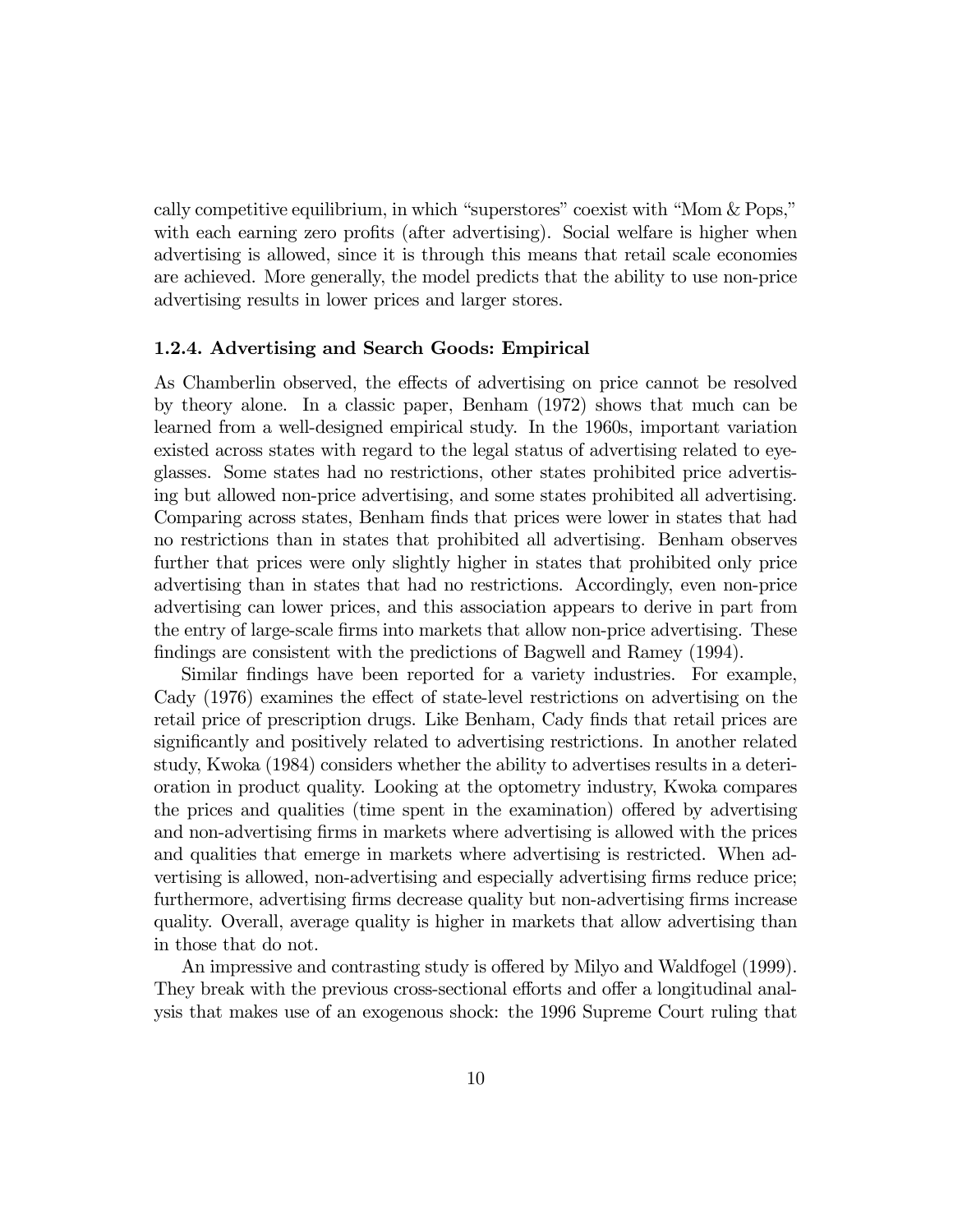cally competitive equilibrium, in which "superstores" coexist with "Mom & Pops," with each earning zero profits (after advertising). Social welfare is higher when advertising is allowed, since it is through this means that retail scale economies are achieved. More generally, the model predicts that the ability to use non-price advertising results in lower prices and larger stores.

### 1.2.4. Advertising and Search Goods: Empirical

As Chamberlin observed, the effects of advertising on price cannot be resolved by theory alone. In a classic paper, Benham (1972) shows that much can be learned from a well-designed empirical study. In the 1960s, important variation existed across states with regard to the legal status of advertising related to eyeglasses. Some states had no restrictions, other states prohibited price advertising but allowed non-price advertising, and some states prohibited all advertising. Comparing across states, Benham finds that prices were lower in states that had no restrictions than in states that prohibited all advertising. Benham observes further that prices were only slightly higher in states that prohibited only price advertising than in states that had no restrictions. Accordingly, even non-price advertising can lower prices, and this association appears to derive in part from the entry of large-scale firms into markets that allow non-price advertising. These findings are consistent with the predictions of Bagwell and Ramey (1994).

Similar findings have been reported for a variety industries. For example, Cady (1976) examines the effect of state-level restrictions on advertising on the retail price of prescription drugs. Like Benham, Cady finds that retail prices are significantly and positively related to advertising restrictions. In another related study, Kwoka (1984) considers whether the ability to advertises results in a deterioration in product quality. Looking at the optometry industry, Kwoka compares the prices and qualities (time spent in the examination) offered by advertising and non-advertising firms in markets where advertising is allowed with the prices and qualities that emerge in markets where advertising is restricted. When advertising is allowed, non-advertising and especially advertising firms reduce price; furthermore, advertising firms decrease quality but non-advertising firms increase quality. Overall, average quality is higher in markets that allow advertising than in those that do not.

An impressive and contrasting study is offered by Milyo and Waldfogel (1999). They break with the previous cross-sectional efforts and offer a longitudinal analysis that makes use of an exogenous shock: the 1996 Supreme Court ruling that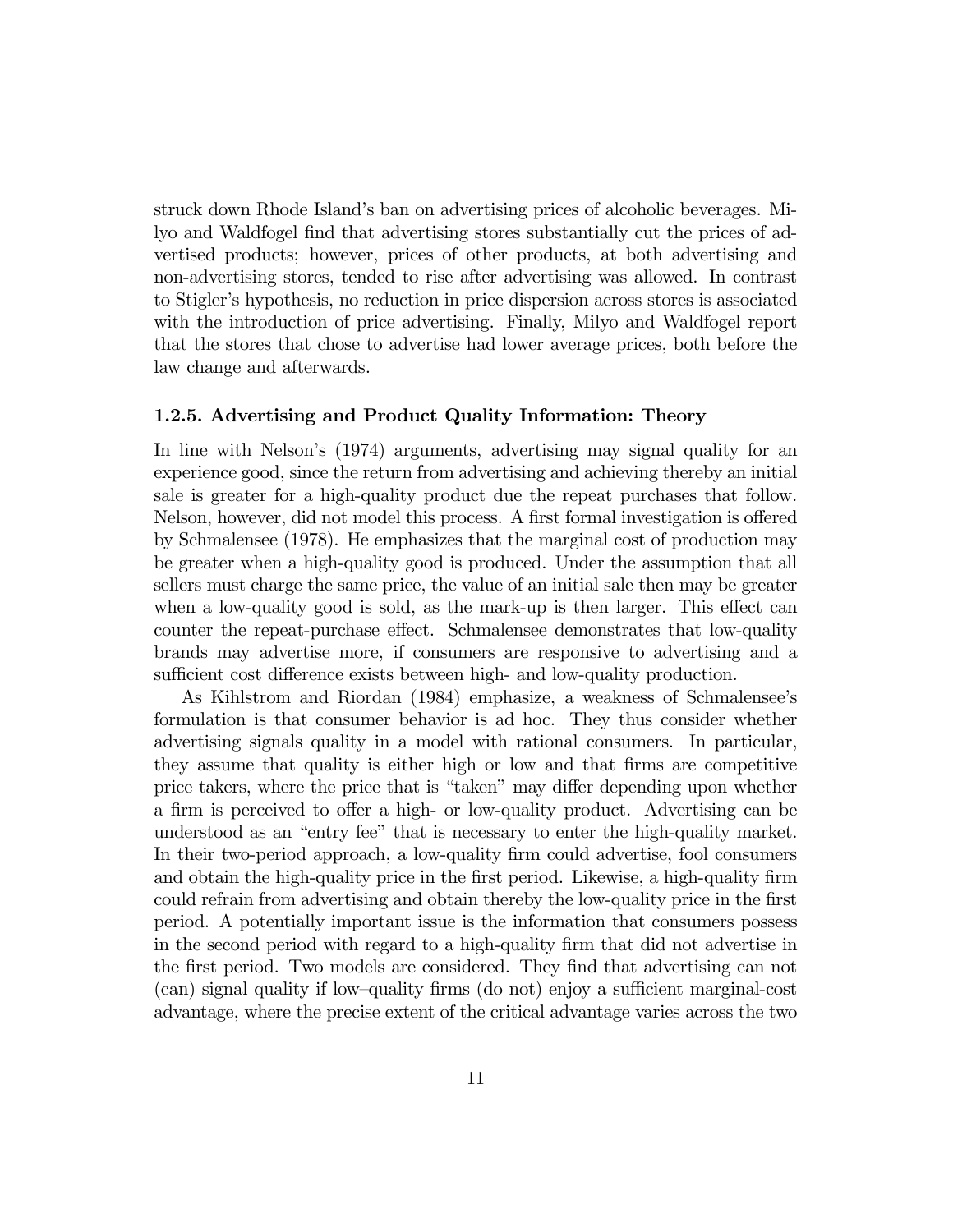struck down Rhode Island's ban on advertising prices of alcoholic beverages. Milyo and Waldfogel find that advertising stores substantially cut the prices of advertised products; however, prices of other products, at both advertising and non-advertising stores, tended to rise after advertising was allowed. In contrast to Stigler's hypothesis, no reduction in price dispersion across stores is associated with the introduction of price advertising. Finally, Milyo and Waldfogel report that the stores that chose to advertise had lower average prices, both before the law change and afterwards.

### 1.2.5. Advertising and Product Quality Information: Theory

In line with Nelson's (1974) arguments, advertising may signal quality for an experience good, since the return from advertising and achieving thereby an initial sale is greater for a high-quality product due the repeat purchases that follow. Nelson, however, did not model this process. A first formal investigation is offered by Schmalensee (1978). He emphasizes that the marginal cost of production may be greater when a high-quality good is produced. Under the assumption that all sellers must charge the same price, the value of an initial sale then may be greater when a low-quality good is sold, as the mark-up is then larger. This effect can counter the repeat-purchase effect. Schmalensee demonstrates that low-quality brands may advertise more, if consumers are responsive to advertising and a sufficient cost difference exists between high- and low-quality production.

As Kihlstrom and Riordan (1984) emphasize, a weakness of Schmalensee's formulation is that consumer behavior is ad hoc. They thus consider whether advertising signals quality in a model with rational consumers. In particular, they assume that quality is either high or low and that firms are competitive price takers, where the price that is "taken" may differ depending upon whether a firm is perceived to offer a high- or low-quality product. Advertising can be understood as an "entry fee" that is necessary to enter the high-quality market. In their two-period approach, a low-quality firm could advertise, fool consumers and obtain the high-quality price in the first period. Likewise, a high-quality firm could refrain from advertising and obtain thereby the low-quality price in the first period. A potentially important issue is the information that consumers possess in the second period with regard to a high-quality firm that did not advertise in the first period. Two models are considered. They find that advertising can not (can) signal quality if low–quality firms (do not) enjoy a sufficient marginal-cost advantage, where the precise extent of the critical advantage varies across the two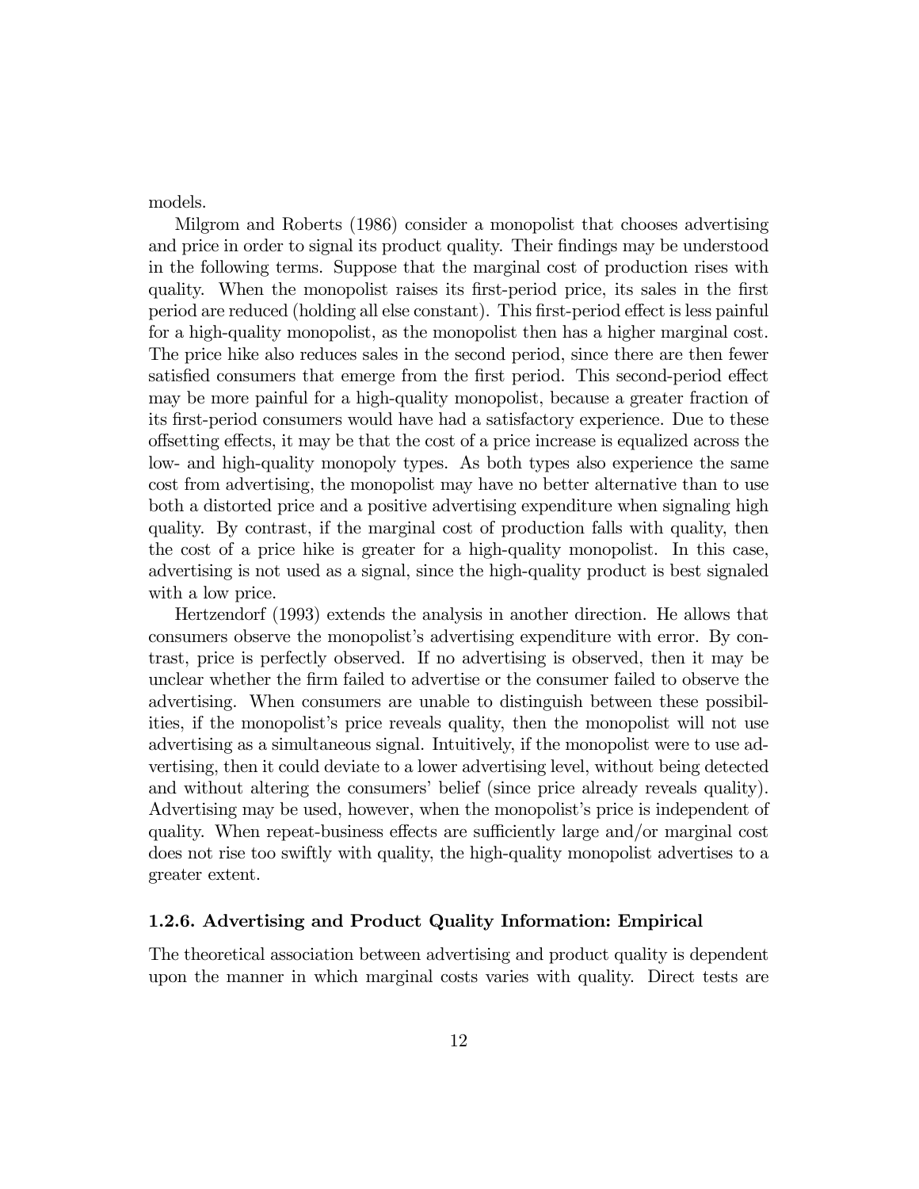models.

Milgrom and Roberts (1986) consider a monopolist that chooses advertising and price in order to signal its product quality. Their findings may be understood in the following terms. Suppose that the marginal cost of production rises with quality. When the monopolist raises its first-period price, its sales in the first period are reduced (holding all else constant). This first-period effect is less painful for a high-quality monopolist, as the monopolist then has a higher marginal cost. The price hike also reduces sales in the second period, since there are then fewer satisfied consumers that emerge from the first period. This second-period effect may be more painful for a high-quality monopolist, because a greater fraction of its first-period consumers would have had a satisfactory experience. Due to these offsetting effects, it may be that the cost of a price increase is equalized across the low- and high-quality monopoly types. As both types also experience the same cost from advertising, the monopolist may have no better alternative than to use both a distorted price and a positive advertising expenditure when signaling high quality. By contrast, if the marginal cost of production falls with quality, then the cost of a price hike is greater for a high-quality monopolist. In this case, advertising is not used as a signal, since the high-quality product is best signaled with a low price.

Hertzendorf (1993) extends the analysis in another direction. He allows that consumers observe the monopolist's advertising expenditure with error. By contrast, price is perfectly observed. If no advertising is observed, then it may be unclear whether the firm failed to advertise or the consumer failed to observe the advertising. When consumers are unable to distinguish between these possibilities, if the monopolist's price reveals quality, then the monopolist will not use advertising as a simultaneous signal. Intuitively, if the monopolist were to use advertising, then it could deviate to a lower advertising level, without being detected and without altering the consumers' belief (since price already reveals quality). Advertising may be used, however, when the monopolist's price is independent of quality. When repeat-business effects are sufficiently large and/or marginal cost does not rise too swiftly with quality, the high-quality monopolist advertises to a greater extent.

### 1.2.6. Advertising and Product Quality Information: Empirical

The theoretical association between advertising and product quality is dependent upon the manner in which marginal costs varies with quality. Direct tests are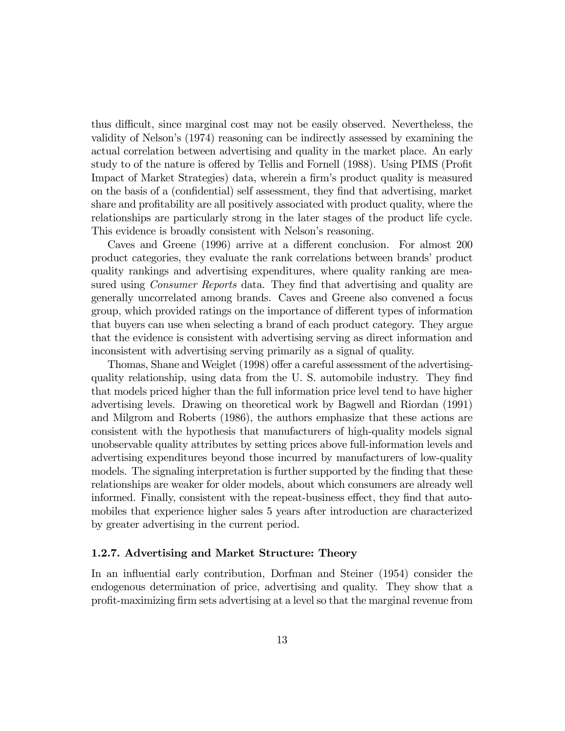thus difficult, since marginal cost may not be easily observed. Nevertheless, the validity of Nelson's (1974) reasoning can be indirectly assessed by examining the actual correlation between advertising and quality in the market place. An early study to of the nature is offered by Tellis and Fornell (1988). Using PIMS (Profit Impact of Market Strategies) data, wherein a firm's product quality is measured on the basis of a (confidential) self assessment, they find that advertising, market share and profitability are all positively associated with product quality, where the relationships are particularly strong in the later stages of the product life cycle. This evidence is broadly consistent with Nelson's reasoning.

Caves and Greene (1996) arrive at a different conclusion. For almost 200 product categories, they evaluate the rank correlations between brands' product quality rankings and advertising expenditures, where quality ranking are measured using *Consumer Reports* data. They find that advertising and quality are generally uncorrelated among brands. Caves and Greene also convened a focus group, which provided ratings on the importance of different types of information that buyers can use when selecting a brand of each product category. They argue that the evidence is consistent with advertising serving as direct information and inconsistent with advertising serving primarily as a signal of quality.

Thomas, Shane and Weiglet (1998) offer a careful assessment of the advertising-quality relationship, using data from the U. S. automobile industry. They find that models priced higher than the full information price level tend to have higher advertising levels. Drawing on theoretical work by Bagwell and Riordan (1991) and Milgrom and Roberts (1986), the authors emphasize that these actions are consistent with the hypothesis that manufacturers of high-quality models signal unobservable quality attributes by setting prices above full-information levels and advertising expenditures beyond those incurred by manufacturers of low-quality models. The signaling interpretation is further supported by the finding that these relationships are weaker for older models, about which consumers are already well informed. Finally, consistent with the repeat-business effect, they find that automobiles that experience higher sales 5 years after introduction are characterized by greater advertising in the current period.

### 1.2.7. Advertising and Market Structure: Theory

In an influential early contribution, Dorfman and Steiner (1954) consider the endogenous determination of price, advertising and quality. They show that a profit-maximizing firm sets advertising at a level so that the marginal revenue from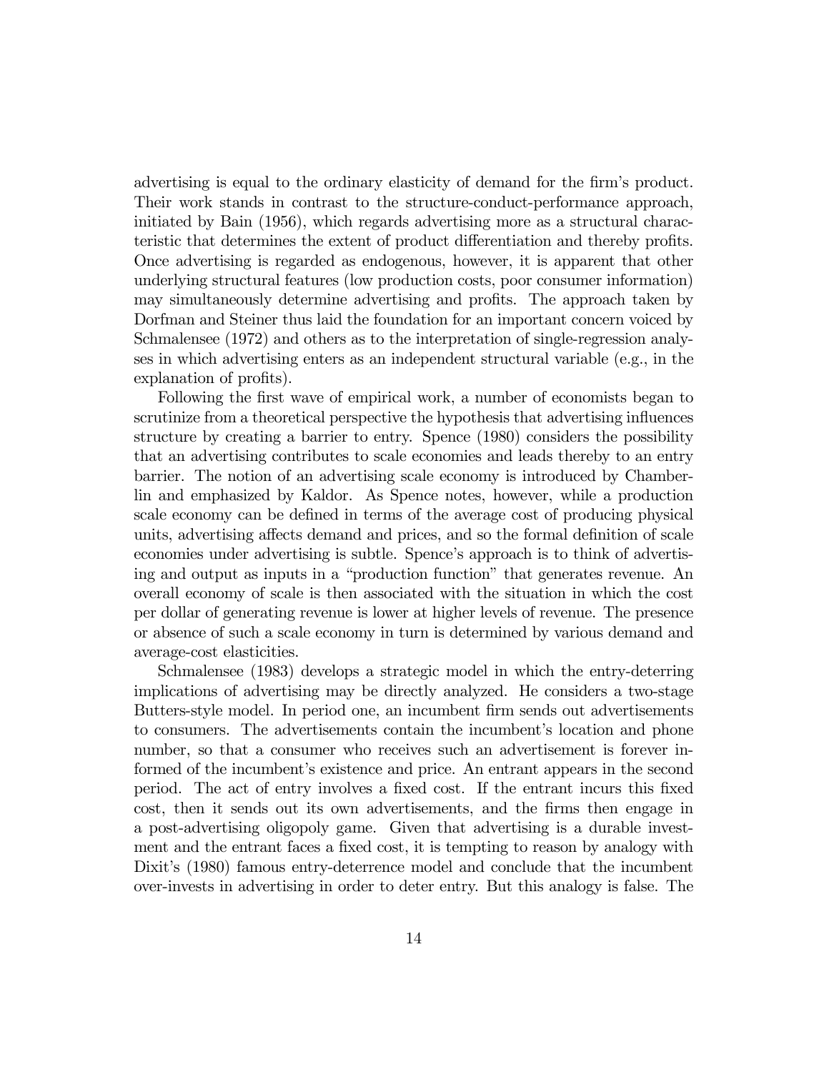advertising is equal to the ordinary elasticity of demand for the firm's product. Their work stands in contrast to the structure-conduct-performance approach, initiated by Bain (1956), which regards advertising more as a structural characteristic that determines the extent of product differentiation and thereby profits. Once advertising is regarded as endogenous, however, it is apparent that other underlying structural features (low production costs, poor consumer information) may simultaneously determine advertising and profits. The approach taken by Dorfman and Steiner thus laid the foundation for an important concern voiced by Schmalensee (1972) and others as to the interpretation of single-regression analyses in which advertising enters as an independent structural variable (e.g., in the explanation of profits).

Following the first wave of empirical work, a number of economists began to scrutinize from a theoretical perspective the hypothesis that advertising influences structure by creating a barrier to entry. Spence (1980) considers the possibility that an advertising contributes to scale economies and leads thereby to an entry barrier. The notion of an advertising scale economy is introduced by Chamberlin and emphasized by Kaldor. As Spence notes, however, while a production scale economy can be defined in terms of the average cost of producing physical units, advertising affects demand and prices, and so the formal definition of scale economies under advertising is subtle. Spence's approach is to think of advertising and output as inputs in a "production function" that generates revenue. An overall economy of scale is then associated with the situation in which the cost per dollar of generating revenue is lower at higher levels of revenue. The presence or absence of such a scale economy in turn is determined by various demand and average-cost elasticities.

Schmalensee (1983) develops a strategic model in which the entry-deterring implications of advertising may be directly analyzed. He considers a two-stage Butters-style model. In period one, an incumbent firm sends out advertisements to consumers. The advertisements contain the incumbent's location and phone number, so that a consumer who receives such an advertisement is forever informed of the incumbent's existence and price. An entrant appears in the second period. The act of entry involves a fixed cost. If the entrant incurs this fixed cost, then it sends out its own advertisements, and the firms then engage in a post-advertising oligopoly game. Given that advertising is a durable investment and the entrant faces a fixed cost, it is tempting to reason by analogy with Dixit's (1980) famous entry-deterrence model and conclude that the incumbent over-invests in advertising in order to deter entry. But this analogy is false. The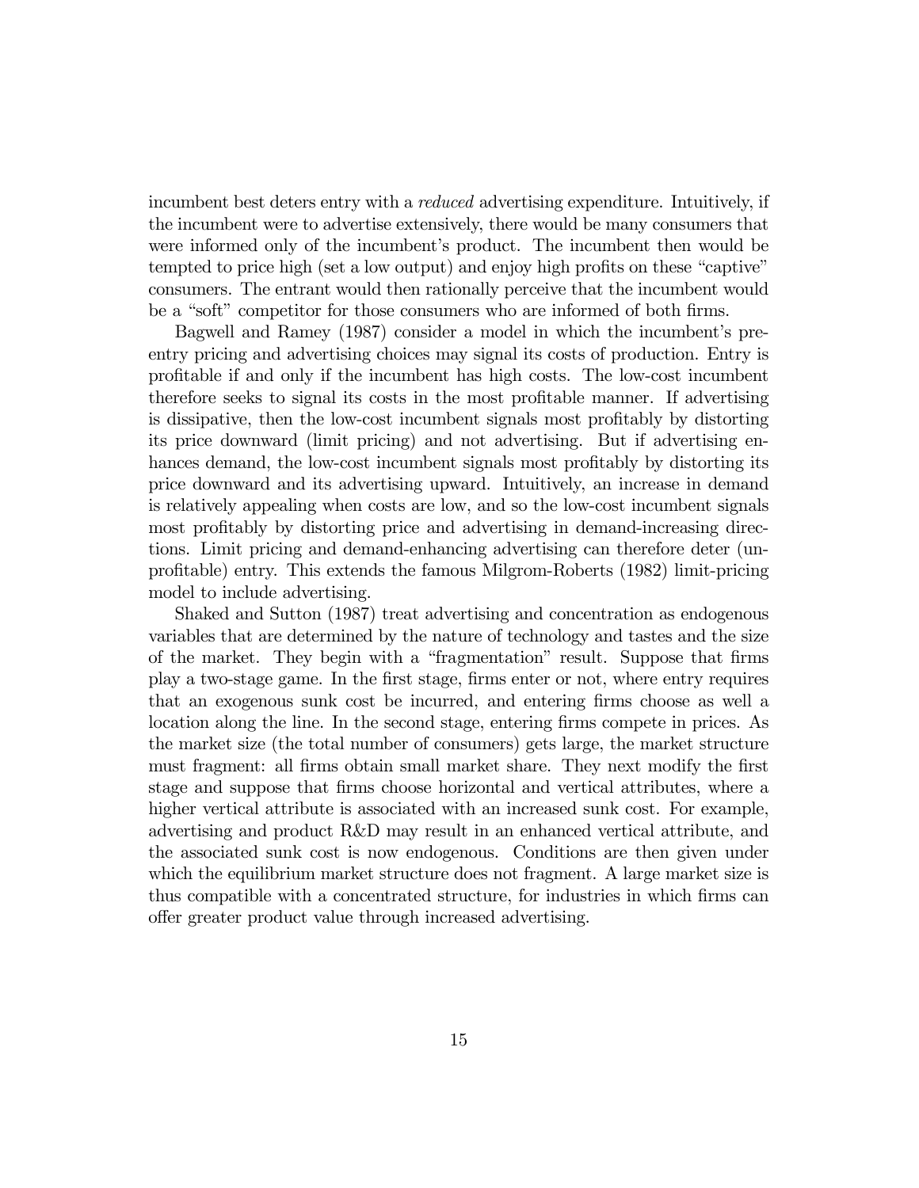incumbent best deters entry with a *reduced* advertising expenditure. Intuitively, if the incumbent were to advertise extensively, there would be many consumers that were informed only of the incumbent's product. The incumbent then would be tempted to price high (set a low output) and enjoy high profits on these "captive" consumers. The entrant would then rationally perceive that the incumbent would be a "soft" competitor for those consumers who are informed of both firms.

Bagwell and Ramey (1987) consider a model in which the incumbent's pre-entry pricing and advertising choices may signal its costs of production. Entry is profitable if and only if the incumbent has high costs. The low-cost incumbent therefore seeks to signal its costs in the most profitable manner. If advertising is dissipative, then the low-cost incumbent signals most profitably by distorting its price downward (limit pricing) and not advertising. But if advertising enhances demand, the low-cost incumbent signals most profitably by distorting its price downward and its advertising upward. Intuitively, an increase in demand is relatively appealing when costs are low, and so the low-cost incumbent signals most profitably by distorting price and advertising in demand-increasing directions. Limit pricing and demand-enhancing advertising can therefore deter (unprofitable) entry. This extends the famous Milgrom-Roberts (1982) limit-pricing model to include advertising.

Shaked and Sutton (1987) treat advertising and concentration as endogenous variables that are determined by the nature of technology and tastes and the size of the market. They begin with a "fragmentation" result. Suppose that firms play a two-stage game. In the first stage, firms enter or not, where entry requires that an exogenous sunk cost be incurred, and entering firms choose as well a location along the line. In the second stage, entering firms compete in prices. As the market size (the total number of consumers) gets large, the market structure must fragment: all firms obtain small market share. They next modify the first stage and suppose that firms choose horizontal and vertical attributes, where a higher vertical attribute is associated with an increased sunk cost. For example, advertising and product R&D may result in an enhanced vertical attribute, and the associated sunk cost is now endogenous. Conditions are then given under which the equilibrium market structure does not fragment. A large market size is thus compatible with a concentrated structure, for industries in which firms can offer greater product value through increased advertising.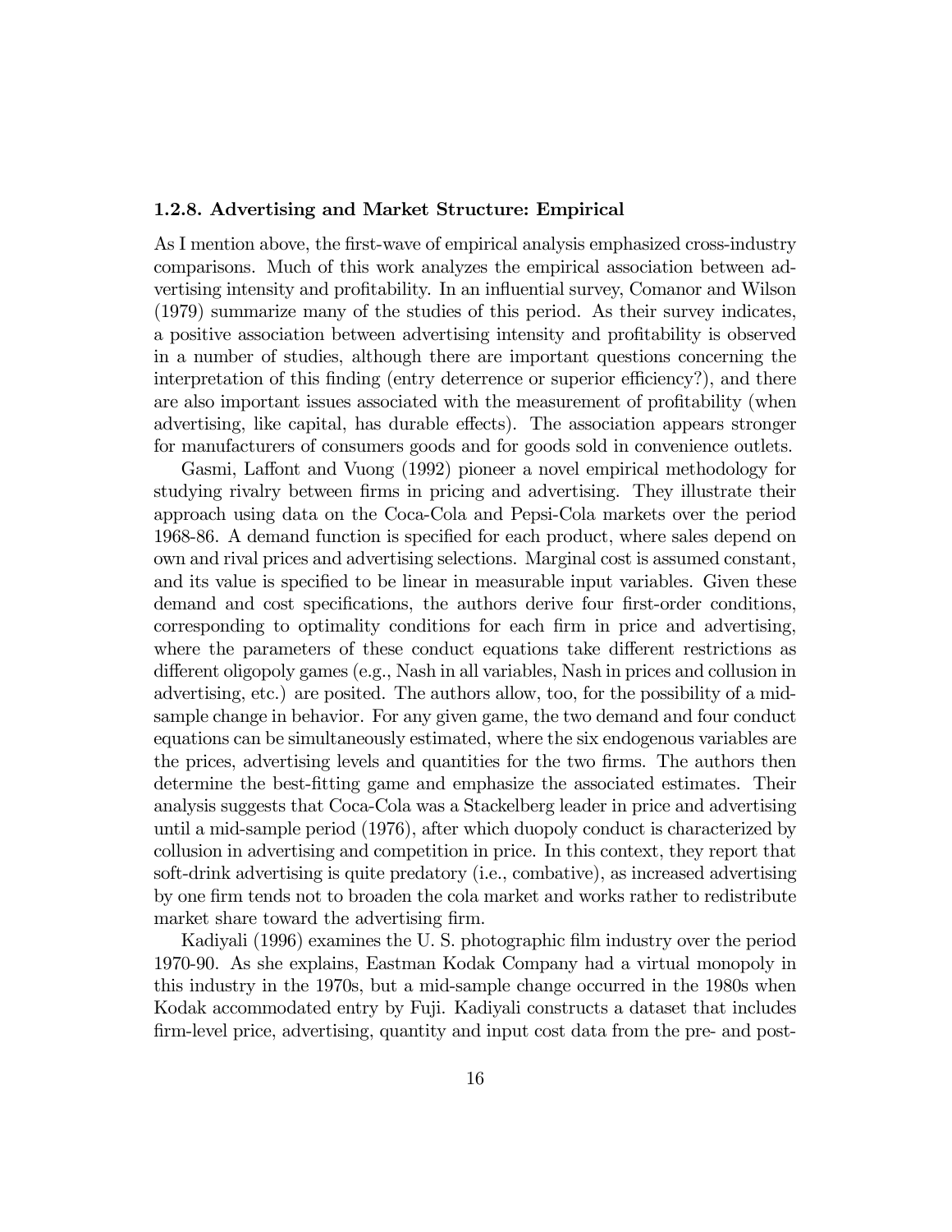### 1.2.8. Advertising and Market Structure: Empirical

As I mention above, the first-wave of empirical analysis emphasized cross-industry comparisons. Much of this work analyzes the empirical association between advertising intensity and profitability. In an influential survey, Comanor and Wilson (1979) summarize many of the studies of this period. As their survey indicates, a positive association between advertising intensity and profitability is observed in a number of studies, although there are important questions concerning the interpretation of this finding (entry deterrence or superior efficiency?), and there are also important issues associated with the measurement of profitability (when advertising, like capital, has durable effects). The association appears stronger for manufacturers of consumers goods and for goods sold in convenience outlets.

Gasmi, Laffont and Vuong (1992) pioneer a novel empirical methodology for studying rivalry between firms in pricing and advertising. They illustrate their approach using data on the Coca-Cola and Pepsi-Cola markets over the period 1968-86. A demand function is specified for each product, where sales depend on own and rival prices and advertising selections. Marginal cost is assumed constant, and its value is specified to be linear in measurable input variables. Given these demand and cost specifications, the authors derive four first-order conditions, corresponding to optimality conditions for each firm in price and advertising, where the parameters of these conduct equations take different restrictions as different oligopoly games (e.g., Nash in all variables, Nash in prices and collusion in advertising, etc.) are posited. The authors allow, too, for the possibility of a mid-sample change in behavior. For any given game, the two demand and four conduct equations can be simultaneously estimated, where the six endogenous variables are the prices, advertising levels and quantities for the two firms. The authors then determine the best-fitting game and emphasize the associated estimates. Their analysis suggests that Coca-Cola was a Stackelberg leader in price and advertising until a mid-sample period (1976), after which duopoly conduct is characterized by collusion in advertising and competition in price. In this context, they report that soft-drink advertising is quite predatory (i.e., combative), as increased advertising by one firm tends not to broaden the cola market and works rather to redistribute market share toward the advertising firm.

Kadiyali (1996) examines the U. S. photographic film industry over the period 1970-90. As she explains, Eastman Kodak Company had a virtual monopoly in this industry in the 1970s, but a mid-sample change occurred in the 1980s when Kodak accommodated entry by Fuji. Kadiyali constructs a dataset that includes firm-level price, advertising, quantity and input cost data from the pre- and post-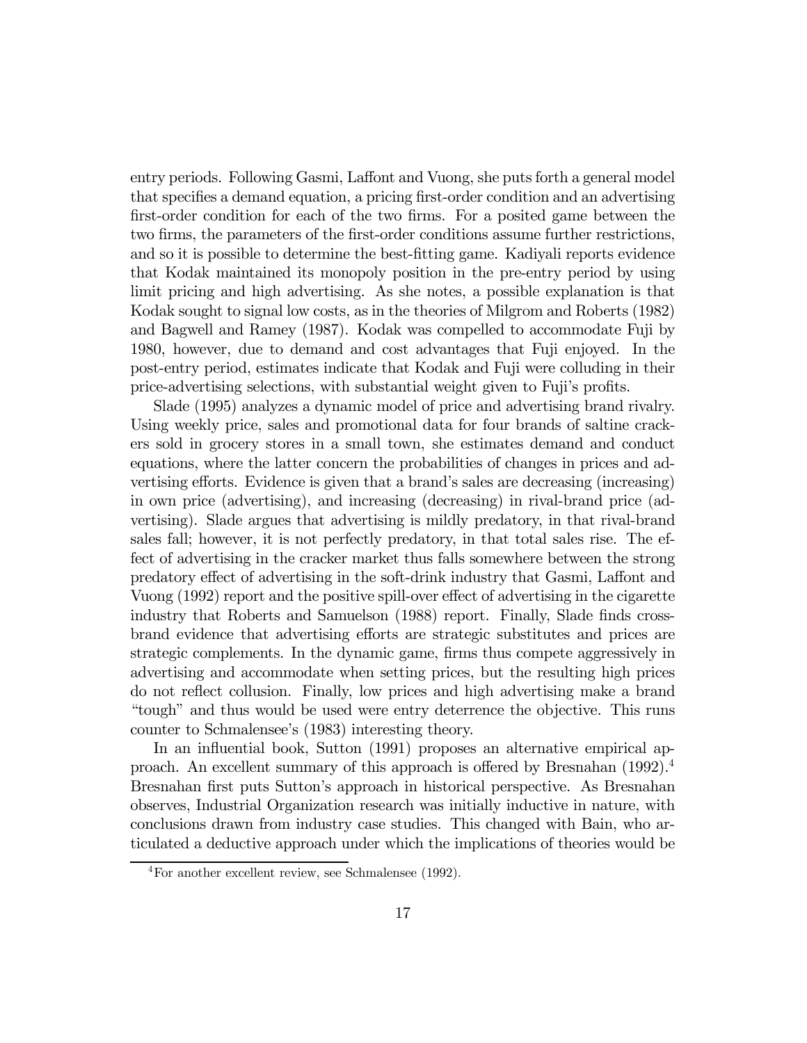entry periods. Following Gasmi, Laffont and Vuong, she puts forth a general model that specifies a demand equation, a pricing first-order condition and an advertising first-order condition for each of the two firms. For a posited game between the two firms, the parameters of the first-order conditions assume further restrictions, and so it is possible to determine the best-fitting game. Kadiyali reports evidence that Kodak maintained its monopoly position in the pre-entry period by using limit pricing and high advertising. As she notes, a possible explanation is that Kodak sought to signal low costs, as in the theories of Milgrom and Roberts (1982) and Bagwell and Ramey (1987). Kodak was compelled to accommodate Fuji by 1980, however, due to demand and cost advantages that Fuji enjoyed. In the post-entry period, estimates indicate that Kodak and Fuji were colluding in their price-advertising selections, with substantial weight given to Fuji's profits.

Slade (1995) analyzes a dynamic model of price and advertising brand rivalry. Using weekly price, sales and promotional data for four brands of saltine crackers sold in grocery stores in a small town, she estimates demand and conduct equations, where the latter concern the probabilities of changes in prices and advertising efforts. Evidence is given that a brand's sales are decreasing (increasing) in own price (advertising), and increasing (decreasing) in rival-brand price (advertising). Slade argues that advertising is mildly predatory, in that rival-brand sales fall; however, it is not perfectly predatory, in that total sales rise. The effect of advertising in the cracker market thus falls somewhere between the strong predatory effect of advertising in the soft-drink industry that Gasmi, Laffont and Vuong (1992) report and the positive spill-over effect of advertising in the cigarette industry that Roberts and Samuelson (1988) report. Finally, Slade finds cross-brand evidence that advertising efforts are strategic substitutes and prices are strategic complements. In the dynamic game, firms thus compete aggressively in advertising and accommodate when setting prices, but the resulting high prices do not reflect collusion. Finally, low prices and high advertising make a brand "tough" and thus would be used were entry deterrence the objective. This runs counter to Schmalensee's (1983) interesting theory.

In an influential book, Sutton (1991) proposes an alternative empirical approach. An excellent summary of this approach is offered by Bresnahan (1992).[4] Bresnahan first puts Sutton's approach in historical perspective. As Bresnahan observes, Industrial Organization research was initially inductive in nature, with conclusions drawn from industry case studies. This changed with Bain, who articulated a deductive approach under which the implications of theories would be

[4] For another excellent review, see Schmalensee (1992).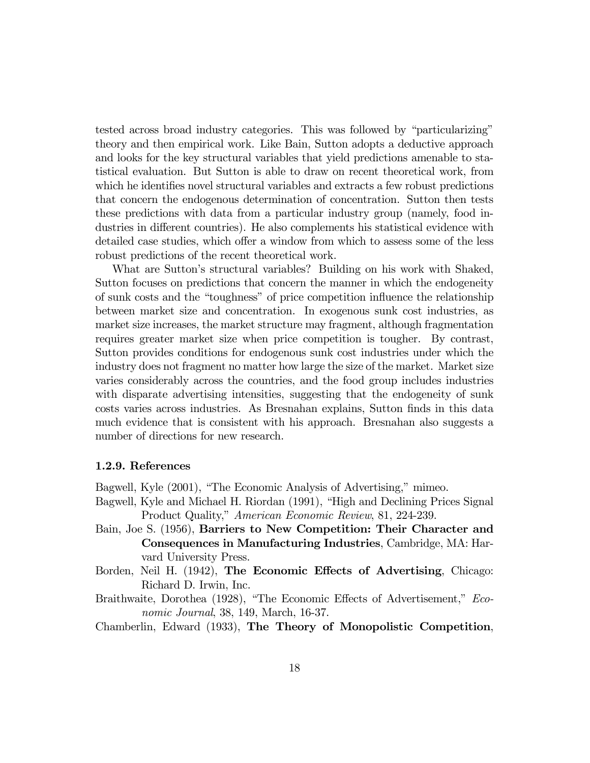tested across broad industry categories. This was followed by "particularizing" theory and then empirical work. Like Bain, Sutton adopts a deductive approach and looks for the key structural variables that yield predictions amenable to statistical evaluation. But Sutton is able to draw on recent theoretical work, from which he identifies novel structural variables and extracts a few robust predictions that concern the endogenous determination of concentration. Sutton then tests these predictions with data from a particular industry group (namely, food industries in different countries). He also complements his statistical evidence with detailed case studies, which offer a window from which to assess some of the less robust predictions of the recent theoretical work.

What are Sutton's structural variables? Building on his work with Shaked, Sutton focuses on predictions that concern the manner in which the endogeneity of sunk costs and the "toughness" of price competition influence the relationship between market size and concentration. In exogenous sunk cost industries, as market size increases, the market structure may fragment, although fragmentation requires greater market size when price competition is tougher. By contrast, Sutton provides conditions for endogenous sunk cost industries under which the industry does not fragment no matter how large the size of the market. Market size varies considerably across the countries, and the food group includes industries with disparate advertising intensities, suggesting that the endogeneity of sunk costs varies across industries. As Bresnahan explains, Sutton finds in this data much evidence that is consistent with his approach. Bresnahan also suggests a number of directions for new research.

### 1.2.9. References

Bagwell, Kyle (2001), "The Economic Analysis of Advertising," mimeo.

Bagwell, Kyle and Michael H. Riordan (1991), "High and Declining Prices Signal Product Quality," *American Economic Review*, 81, 224-239.

Bain, Joe S. (1956), **Barriers to New Competition: Their Character and Consequences in Manufacturing Industries**, Cambridge, MA: Harvard University Press.

Borden, Neil H. (1942), **The Economic Effects of Advertising**, Chicago: Richard D. Irwin, Inc.

Braithwaite, Dorothea (1928), "The Economic Effects of Advertisement," *Economic Journal*, 38, 149, March, 16-37.

Chamberlin, Edward (1933), **The Theory of Monopolistic Competition**,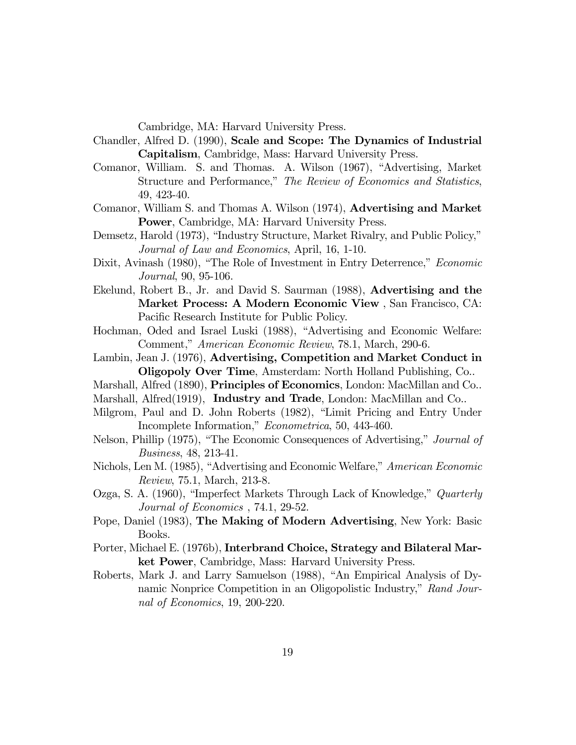Cambridge, MA: Harvard University Press.

Chandler, Alfred D. (1990), **Scale and Scope: The Dynamics of Industrial Capitalism**, Cambridge, Mass: Harvard University Press.

Comanor, William. S. and Thomas. A. Wilson (1967), "Advertising, Market Structure and Performance," *The Review of Economics and Statistics*, 49, 423-40.

Comanor, William S. and Thomas A. Wilson (1974), **Advertising and Market Power**, Cambridge, MA: Harvard University Press.

Demsetz, Harold (1973), "Industry Structure, Market Rivalry, and Public Policy," *Journal of Law and Economics*, April, 16, 1-10.

Dixit, Avinash (1980), "The Role of Investment in Entry Deterrence," *Economic Journal*, 90, 95-106.

Ekelund, Robert B., Jr. and David S. Saurman (1988), **Advertising and the Market Process: A Modern Economic View** , San Francisco, CA: Pacific Research Institute for Public Policy.

Hochman, Oded and Israel Luski (1988), "Advertising and Economic Welfare: Comment," *American Economic Review*, 78.1, March, 290-6.

Lambin, Jean J. (1976), **Advertising, Competition and Market Conduct in Oligopoly Over Time**, Amsterdam: North Holland Publishing, Co..

Marshall, Alfred (1890), **Principles of Economics**, London: MacMillan and Co..

Marshall, Alfred(1919), **Industry and Trade**, London: MacMillan and Co..

Milgrom, Paul and D. John Roberts (1982), "Limit Pricing and Entry Under Incomplete Information," *Econometrica*, 50, 443-460.

Nelson, Phillip (1975), "The Economic Consequences of Advertising," *Journal of Business*, 48, 213-41.

Nichols, Len M. (1985), "Advertising and Economic Welfare," *American Economic Review*, 75.1, March, 213-8.

Ozga, S. A. (1960), "Imperfect Markets Through Lack of Knowledge," *Quarterly Journal of Economics* , 74.1, 29-52.

Pope, Daniel (1983), **The Making of Modern Advertising**, New York: Basic Books.

Porter, Michael E. (1976b), **Interbrand Choice, Strategy and Bilateral Market Power**, Cambridge, Mass: Harvard University Press.

Roberts, Mark J. and Larry Samuelson (1988), "An Empirical Analysis of Dynamic Nonprice Competition in an Oligopolistic Industry," *Rand Journal of Economics*, 19, 200-220.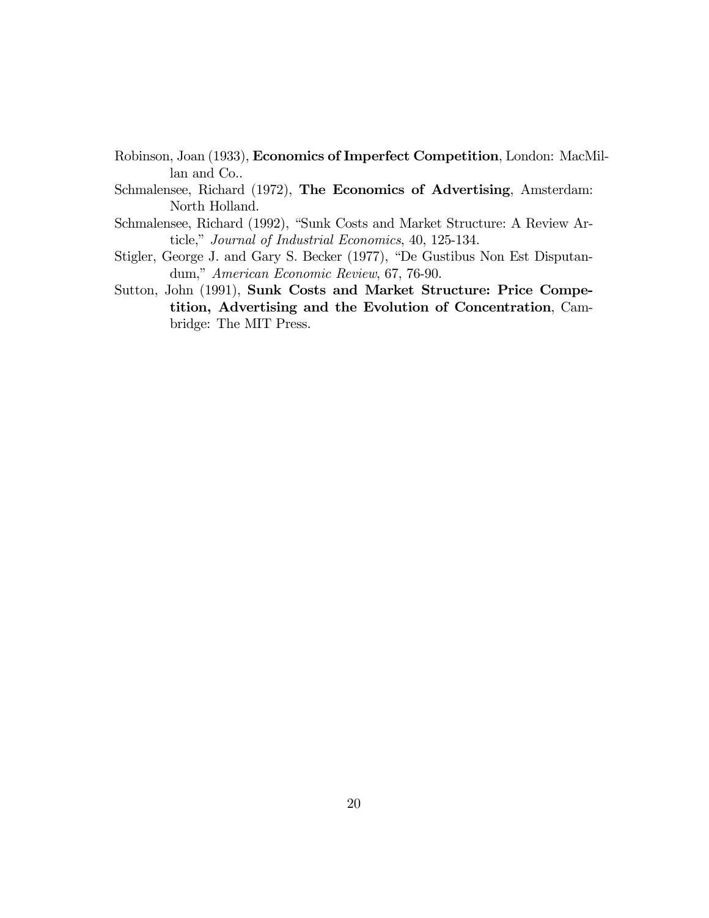Robinson, Joan (1933), **Economics of Imperfect Competition**, London: MacMillan and Co..

Schmalensee, Richard (1972), **The Economics of Advertising**, Amsterdam: North Holland.

Schmalensee, Richard (1992), "Sunk Costs and Market Structure: A Review Article," *Journal of Industrial Economics*, 40, 125-134.

Stigler, George J. and Gary S. Becker (1977), "De Gustibus Non Est Disputandum," *American Economic Review*, 67, 76-90.

Sutton, John (1991), **Sunk Costs and Market Structure: Price Competition, Advertising and the Evolution of Concentration**, Cambridge: The MIT Press.